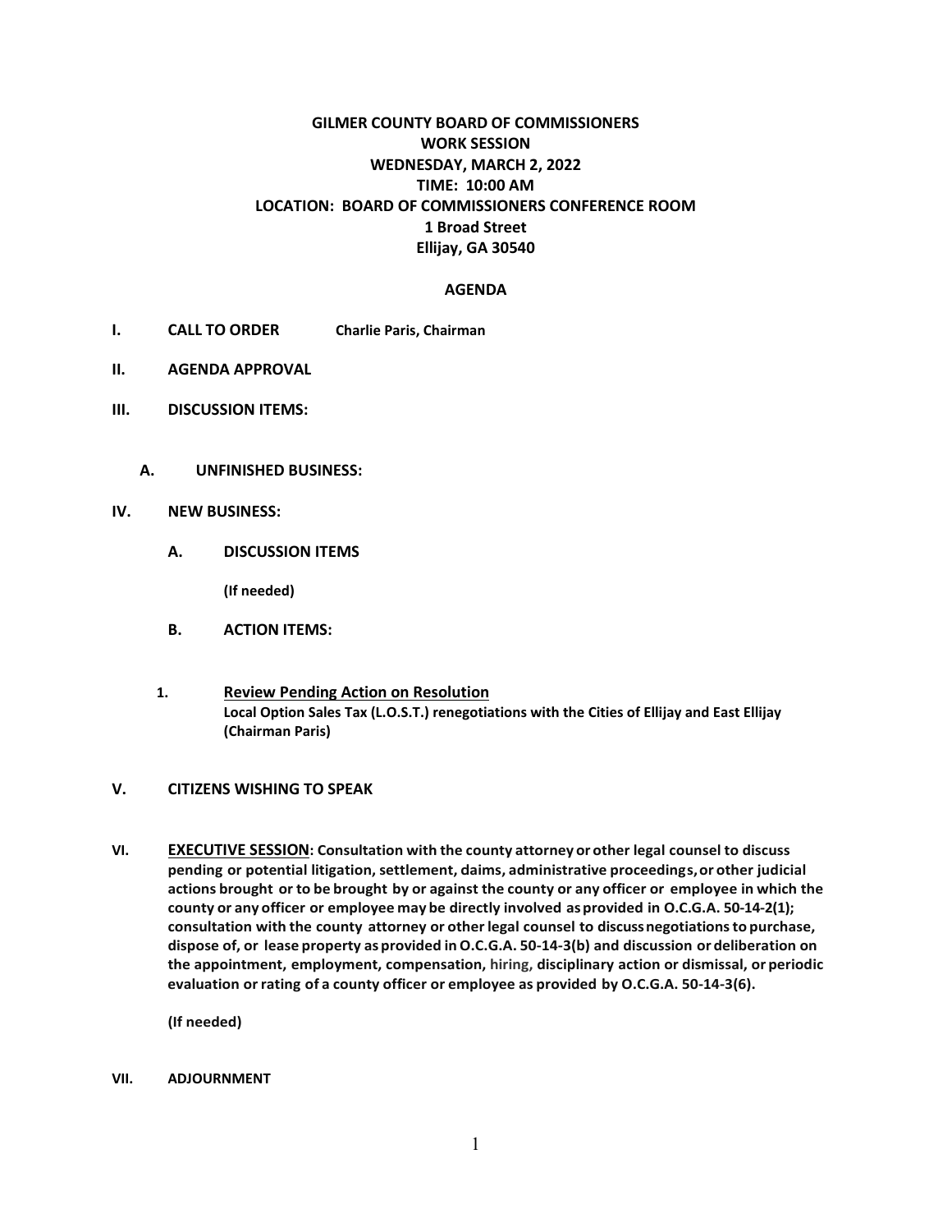**GILMER COUNTY BOARD OF COMMISSIONERS**
**WORK SESSION**
**WEDNESDAY, MARCH 2, 2022**
**TIME: 10:00 AM**
**LOCATION: BOARD OF COMMISSIONERS CONFERENCE ROOM**
**1 Broad Street**
**Ellijay, GA 30540**

## AGENDA

**I. CALL TO ORDER** Charlie Paris, Chairman

**II. AGENDA APPROVAL**

**III. DISCUSSION ITEMS:**

**A. UNFINISHED BUSINESS:**

**IV. NEW BUSINESS:**

**A. DISCUSSION ITEMS**

**(If needed)**

**B. ACTION ITEMS:**

**1. Review Pending Action on Resolution**
**Local Option Sales Tax (L.O.S.T.) renegotiations with the Cities of Ellijay and East Ellijay (Chairman Paris)**

**V. CITIZENS WISHING TO SPEAK**

**VI. EXECUTIVE SESSION: Consultation with the county attorney or other legal counsel to discuss pending or potential litigation, settlement, daims, administrative proceedings, or other judicial actions brought or to be brought by or against the county or any officer or employee in which the county or any officer or employee may be directly involved as provided in O.C.G.A. 50-14-2(1); consultation with the county attorney or other legal counsel to discuss negotiations to purchase, dispose of, or lease property as provided in O.C.G.A. 50-14-3(b) and discussion or deliberation on the appointment, employment, compensation, hiring, disciplinary action or dismissal, or periodic evaluation or rating of a county officer or employee as provided by O.C.G.A. 50-14-3(6).**

**(If needed)**

**VII. ADJOURNMENT**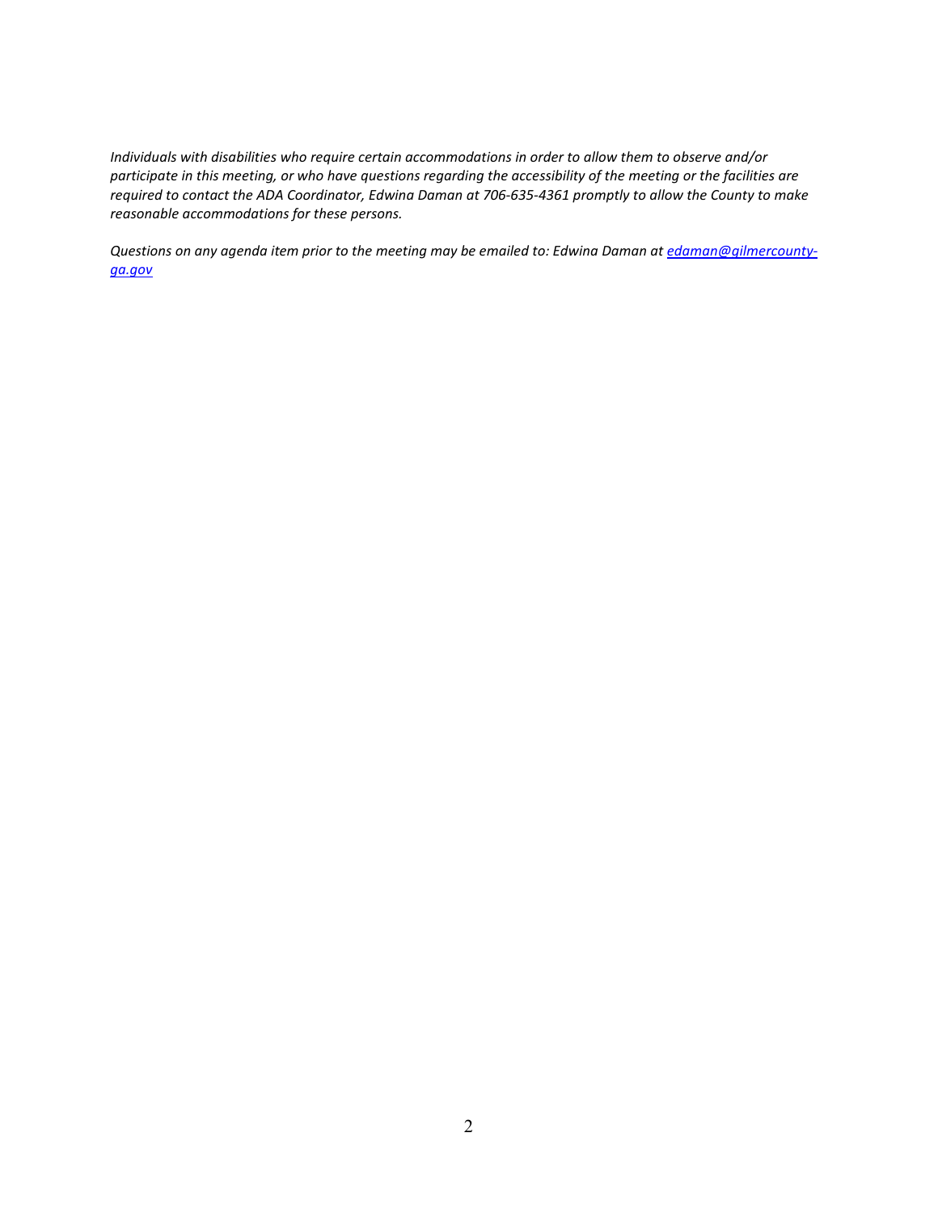*Individuals with disabilities who require certain accommodations in order to allow them to observe and/or participate in this meeting, or who have questions regarding the accessibility of the meeting or the facilities are required to contact the ADA Coordinator, Edwina Daman at 706-635-4361 promptly to allow the County to make reasonable accommodations for these persons.*

*Questions on any agenda item prior to the meeting may be emailed to: Edwina Daman at [edaman@gilmercounty-ga.gov](mailto:edaman@gilmercounty-ga.gov)*